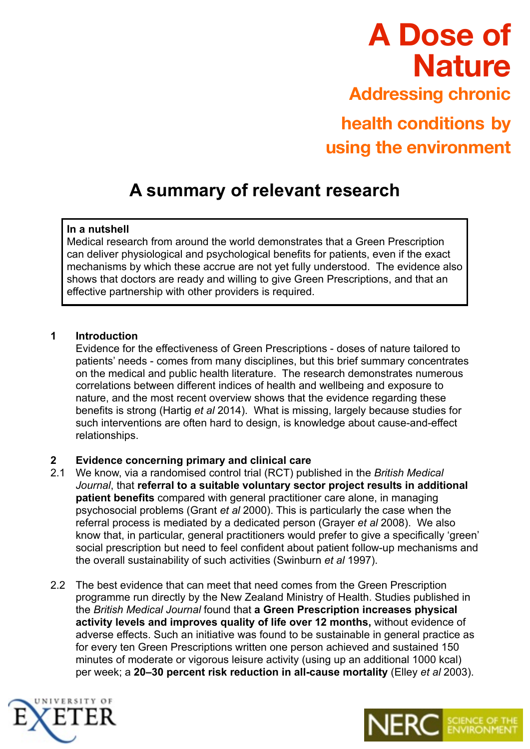# A Dose of Nature

## Addressing chronic health conditions by using the environment

## A summary of relevant research

**In a nutshell**
Medical research from around the world demonstrates that a Green Prescription can deliver physiological and psychological benefits for patients, even if the exact mechanisms by which these accrue are not yet fully understood. The evidence also shows that doctors are ready and willing to give Green Prescriptions, and that an effective partnership with other providers is required.

### 1 Introduction

Evidence for the effectiveness of Green Prescriptions - doses of nature tailored to patients' needs - comes from many disciplines, but this brief summary concentrates on the medical and public health literature. The research demonstrates numerous correlations between different indices of health and wellbeing and exposure to nature, and the most recent overview shows that the evidence regarding these benefits is strong (Hartig *et al* 2014). What is missing, largely because studies for such interventions are often hard to design, is knowledge about cause-and-effect relationships.

### 2 Evidence concerning primary and clinical care

2.1 We know, via a randomised control trial (RCT) published in the *British Medical Journal*, that **referral to a suitable voluntary sector project results in additional patient benefits** compared with general practitioner care alone, in managing psychosocial problems (Grant *et al* 2000). This is particularly the case when the referral process is mediated by a dedicated person (Grayer *et al* 2008). We also know that, in particular, general practitioners would prefer to give a specifically 'green' social prescription but need to feel confident about patient follow-up mechanisms and the overall sustainability of such activities (Swinburn *et al* 1997).

2.2 The best evidence that can meet that need comes from the Green Prescription programme run directly by the New Zealand Ministry of Health. Studies published in the *British Medical Journal* found that **a Green Prescription increases physical activity levels and improves quality of life over 12 months,** without evidence of adverse effects. Such an initiative was found to be sustainable in general practice as for every ten Green Prescriptions written one person achieved and sustained 150 minutes of moderate or vigorous leisure activity (using up an additional 1000 kcal) per week; a **20–30 percent risk reduction in all-cause mortality** (Elley *et al* 2003).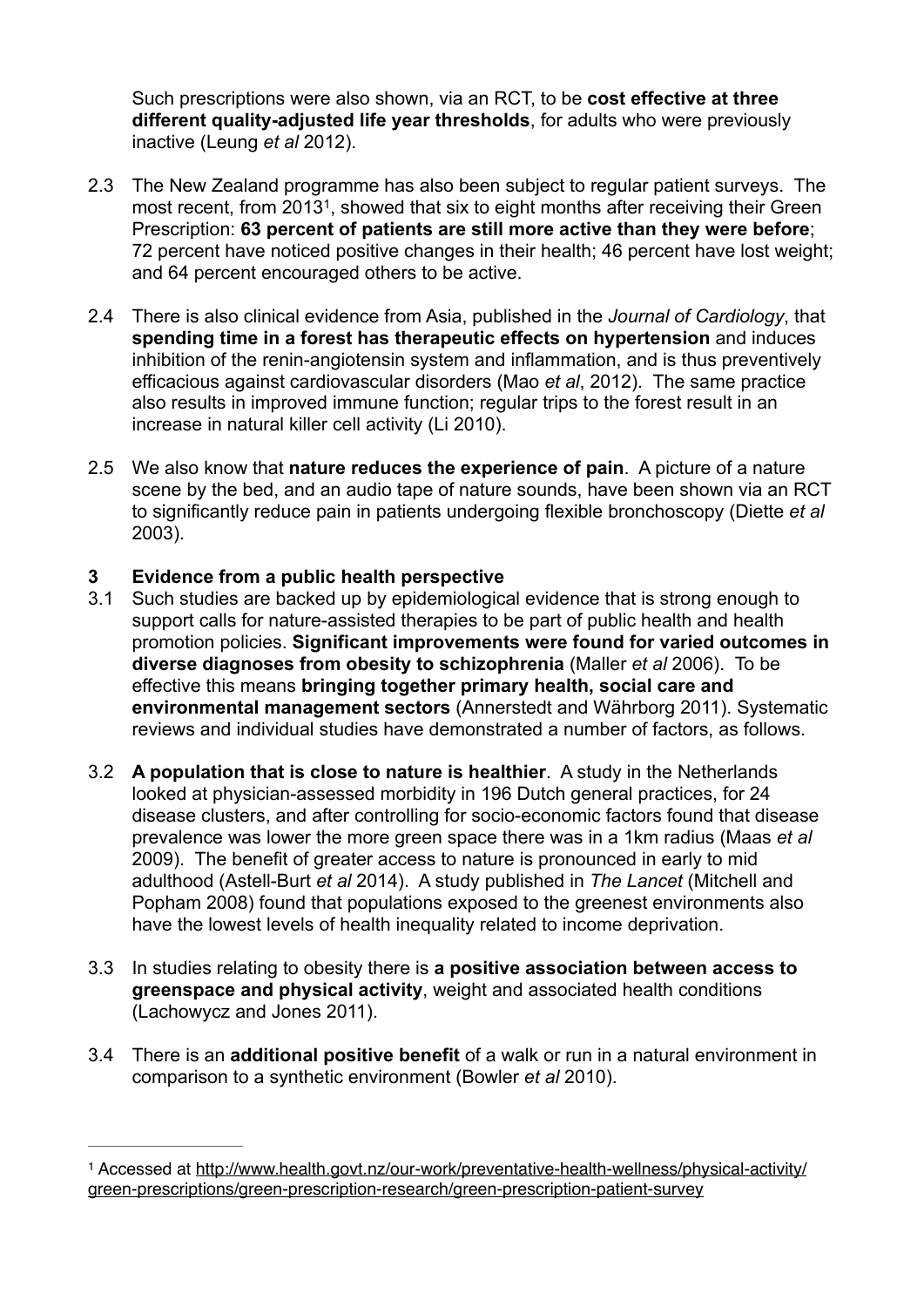Such prescriptions were also shown, via an RCT, to be **cost effective at three different quality-adjusted life year thresholds**, for adults who were previously inactive (Leung *et al* 2012).

2.3 The New Zealand programme has also been subject to regular patient surveys. The most recent, from 2013[1], showed that six to eight months after receiving their Green Prescription: **63 percent of patients are still more active than they were before**; 72 percent have noticed positive changes in their health; 46 percent have lost weight; and 64 percent encouraged others to be active.

2.4 There is also clinical evidence from Asia, published in the *Journal of Cardiology*, that **spending time in a forest has therapeutic effects on hypertension** and induces inhibition of the renin-angiotensin system and inflammation, and is thus preventively efficacious against cardiovascular disorders (Mao *et al*, 2012). The same practice also results in improved immune function; regular trips to the forest result in an increase in natural killer cell activity (Li 2010).

2.5 We also know that **nature reduces the experience of pain**. A picture of a nature scene by the bed, and an audio tape of nature sounds, have been shown via an RCT to significantly reduce pain in patients undergoing flexible bronchoscopy (Diette *et al* 2003).

## 3 Evidence from a public health perspective

3.1 Such studies are backed up by epidemiological evidence that is strong enough to support calls for nature-assisted therapies to be part of public health and health promotion policies. **Significant improvements were found for varied outcomes in diverse diagnoses from obesity to schizophrenia** (Maller *et al* 2006). To be effective this means **bringing together primary health, social care and environmental management sectors** (Annerstedt and Währborg 2011). Systematic reviews and individual studies have demonstrated a number of factors, as follows.

3.2 **A population that is close to nature is healthier**. A study in the Netherlands looked at physician-assessed morbidity in 196 Dutch general practices, for 24 disease clusters, and after controlling for socio-economic factors found that disease prevalence was lower the more green space there was in a 1km radius (Maas *et al* 2009). The benefit of greater access to nature is pronounced in early to mid adulthood (Astell-Burt *et al* 2014). A study published in *The Lancet* (Mitchell and Popham 2008) found that populations exposed to the greenest environments also have the lowest levels of health inequality related to income deprivation.

3.3 In studies relating to obesity there is **a positive association between access to greenspace and physical activity**, weight and associated health conditions (Lachowycz and Jones 2011).

3.4 There is an **additional positive benefit** of a walk or run in a natural environment in comparison to a synthetic environment (Bowler *et al* 2010).

---

[1] Accessed at http://www.health.govt.nz/our-work/preventative-health-wellness/physical-activity/green-prescriptions/green-prescription-research/green-prescription-patient-survey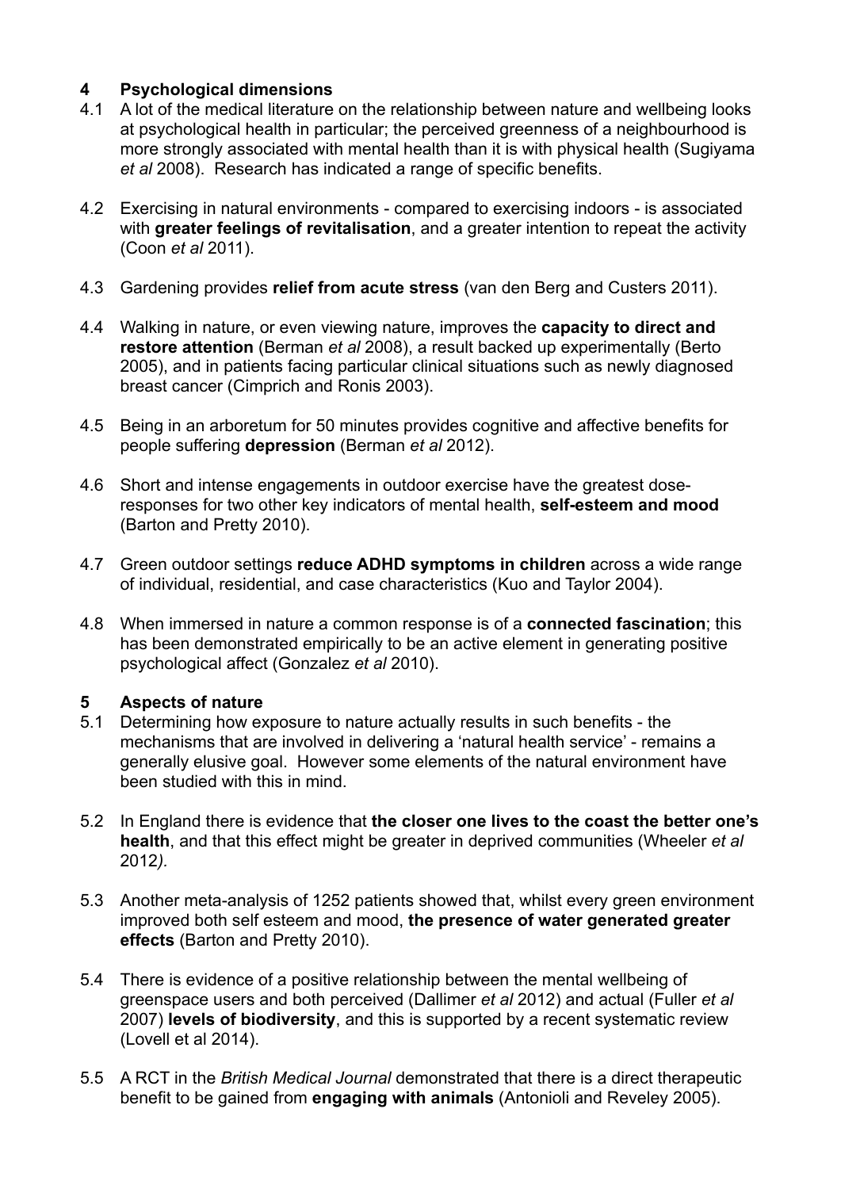## 4 Psychological dimensions

4.1 A lot of the medical literature on the relationship between nature and wellbeing looks at psychological health in particular; the perceived greenness of a neighbourhood is more strongly associated with mental health than it is with physical health (Sugiyama *et al* 2008). Research has indicated a range of specific benefits.

4.2 Exercising in natural environments - compared to exercising indoors - is associated with **greater feelings of revitalisation**, and a greater intention to repeat the activity (Coon *et al* 2011).

4.3 Gardening provides **relief from acute stress** (van den Berg and Custers 2011).

4.4 Walking in nature, or even viewing nature, improves the **capacity to direct and restore attention** (Berman *et al* 2008), a result backed up experimentally (Berto 2005), and in patients facing particular clinical situations such as newly diagnosed breast cancer (Cimprich and Ronis 2003).

4.5 Being in an arboretum for 50 minutes provides cognitive and affective benefits for people suffering **depression** (Berman *et al* 2012).

4.6 Short and intense engagements in outdoor exercise have the greatest dose-responses for two other key indicators of mental health, **self-esteem and mood** (Barton and Pretty 2010).

4.7 Green outdoor settings **reduce ADHD symptoms in children** across a wide range of individual, residential, and case characteristics (Kuo and Taylor 2004).

4.8 When immersed in nature a common response is of a **connected fascination**; this has been demonstrated empirically to be an active element in generating positive psychological affect (Gonzalez *et al* 2010).

## 5 Aspects of nature

5.1 Determining how exposure to nature actually results in such benefits - the mechanisms that are involved in delivering a 'natural health service' - remains a generally elusive goal. However some elements of the natural environment have been studied with this in mind.

5.2 In England there is evidence that **the closer one lives to the coast the better one's health**, and that this effect might be greater in deprived communities (Wheeler *et al* 2012).

5.3 Another meta-analysis of 1252 patients showed that, whilst every green environment improved both self esteem and mood, **the presence of water generated greater effects** (Barton and Pretty 2010).

5.4 There is evidence of a positive relationship between the mental wellbeing of greenspace users and both perceived (Dallimer *et al* 2012) and actual (Fuller *et al* 2007) **levels of biodiversity**, and this is supported by a recent systematic review (Lovell et al 2014).

5.5 A RCT in the *British Medical Journal* demonstrated that there is a direct therapeutic benefit to be gained from **engaging with animals** (Antonioli and Reveley 2005).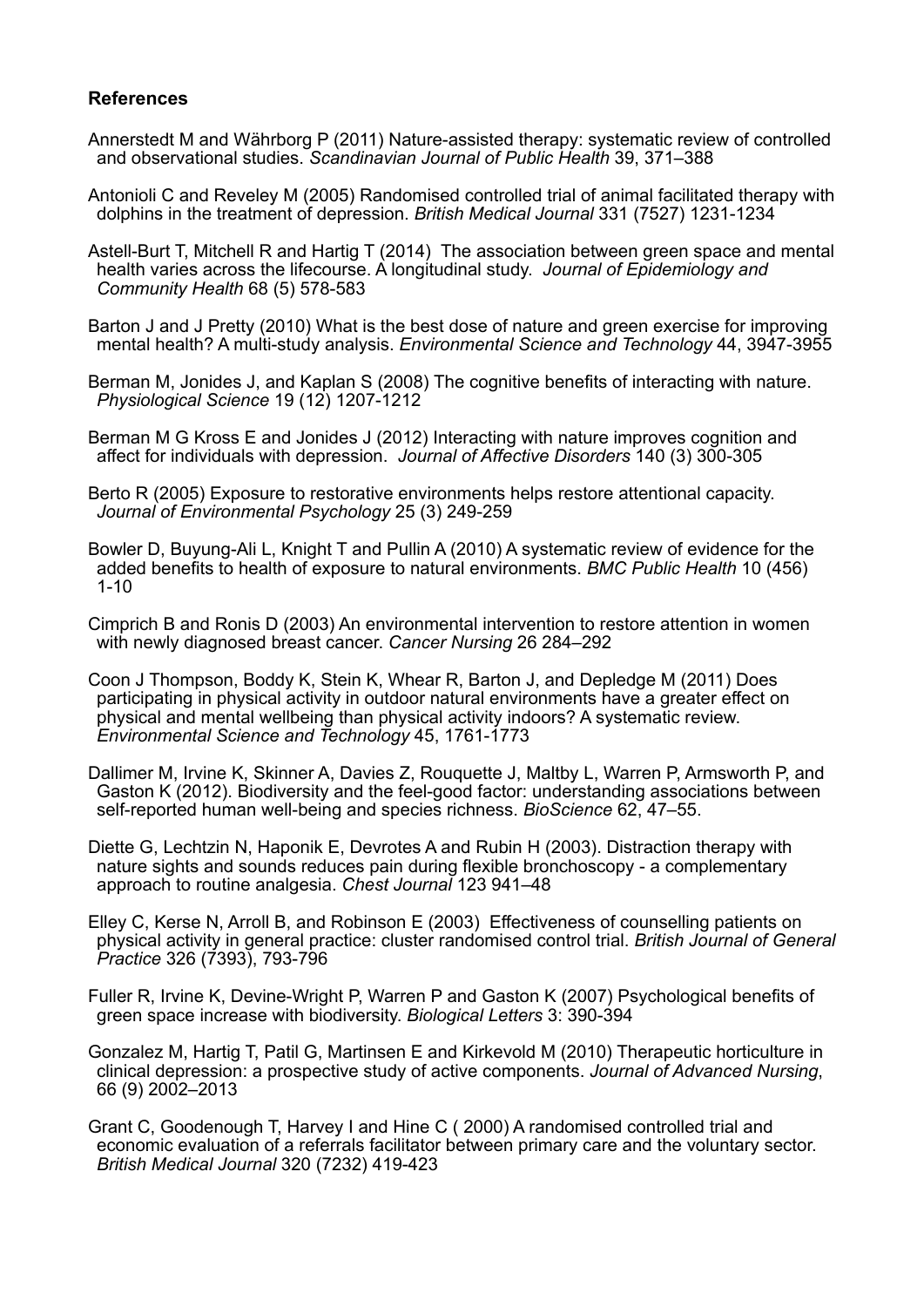**References**

Annerstedt M and Währborg P (2011) Nature-assisted therapy: systematic review of controlled and observational studies. *Scandinavian Journal of Public Health* 39, 371–388

Antonioli C and Reveley M (2005) Randomised controlled trial of animal facilitated therapy with dolphins in the treatment of depression. *British Medical Journal* 331 (7527) 1231-1234

Astell-Burt T, Mitchell R and Hartig T (2014) The association between green space and mental health varies across the lifecourse. A longitudinal study. *Journal of Epidemiology and Community Health* 68 (5) 578-583

Barton J and J Pretty (2010) What is the best dose of nature and green exercise for improving mental health? A multi-study analysis. *Environmental Science and Technology* 44, 3947-3955

Berman M, Jonides J, and Kaplan S (2008) The cognitive benefits of interacting with nature. *Physiological Science* 19 (12) 1207-1212

Berman M G Kross E and Jonides J (2012) Interacting with nature improves cognition and affect for individuals with depression. *Journal of Affective Disorders* 140 (3) 300-305

Berto R (2005) Exposure to restorative environments helps restore attentional capacity. *Journal of Environmental Psychology* 25 (3) 249-259

Bowler D, Buyung-Ali L, Knight T and Pullin A (2010) A systematic review of evidence for the added benefits to health of exposure to natural environments. *BMC Public Health* 10 (456) 1-10

Cimprich B and Ronis D (2003) An environmental intervention to restore attention in women with newly diagnosed breast cancer. *Cancer Nursing* 26 284–292

Coon J Thompson, Boddy K, Stein K, Whear R, Barton J, and Depledge M (2011) Does participating in physical activity in outdoor natural environments have a greater effect on physical and mental wellbeing than physical activity indoors? A systematic review. *Environmental Science and Technology* 45, 1761-1773

Dallimer M, Irvine K, Skinner A, Davies Z, Rouquette J, Maltby L, Warren P, Armsworth P, and Gaston K (2012). Biodiversity and the feel-good factor: understanding associations between self-reported human well-being and species richness. *BioScience* 62, 47–55.

Diette G, Lechtzin N, Haponik E, Devrotes A and Rubin H (2003). Distraction therapy with nature sights and sounds reduces pain during flexible bronchoscopy - a complementary approach to routine analgesia. *Chest Journal* 123 941–48

Elley C, Kerse N, Arroll B, and Robinson E (2003) Effectiveness of counselling patients on physical activity in general practice: cluster randomised control trial. *British Journal of General Practice* 326 (7393), 793-796

Fuller R, Irvine K, Devine-Wright P, Warren P and Gaston K (2007) Psychological benefits of green space increase with biodiversity. *Biological Letters* 3: 390-394

Gonzalez M, Hartig T, Patil G, Martinsen E and Kirkevold M (2010) Therapeutic horticulture in clinical depression: a prospective study of active components. *Journal of Advanced Nursing*, 66 (9) 2002–2013

Grant C, Goodenough T, Harvey I and Hine C ( 2000) A randomised controlled trial and economic evaluation of a referrals facilitator between primary care and the voluntary sector. *British Medical Journal* 320 (7232) 419-423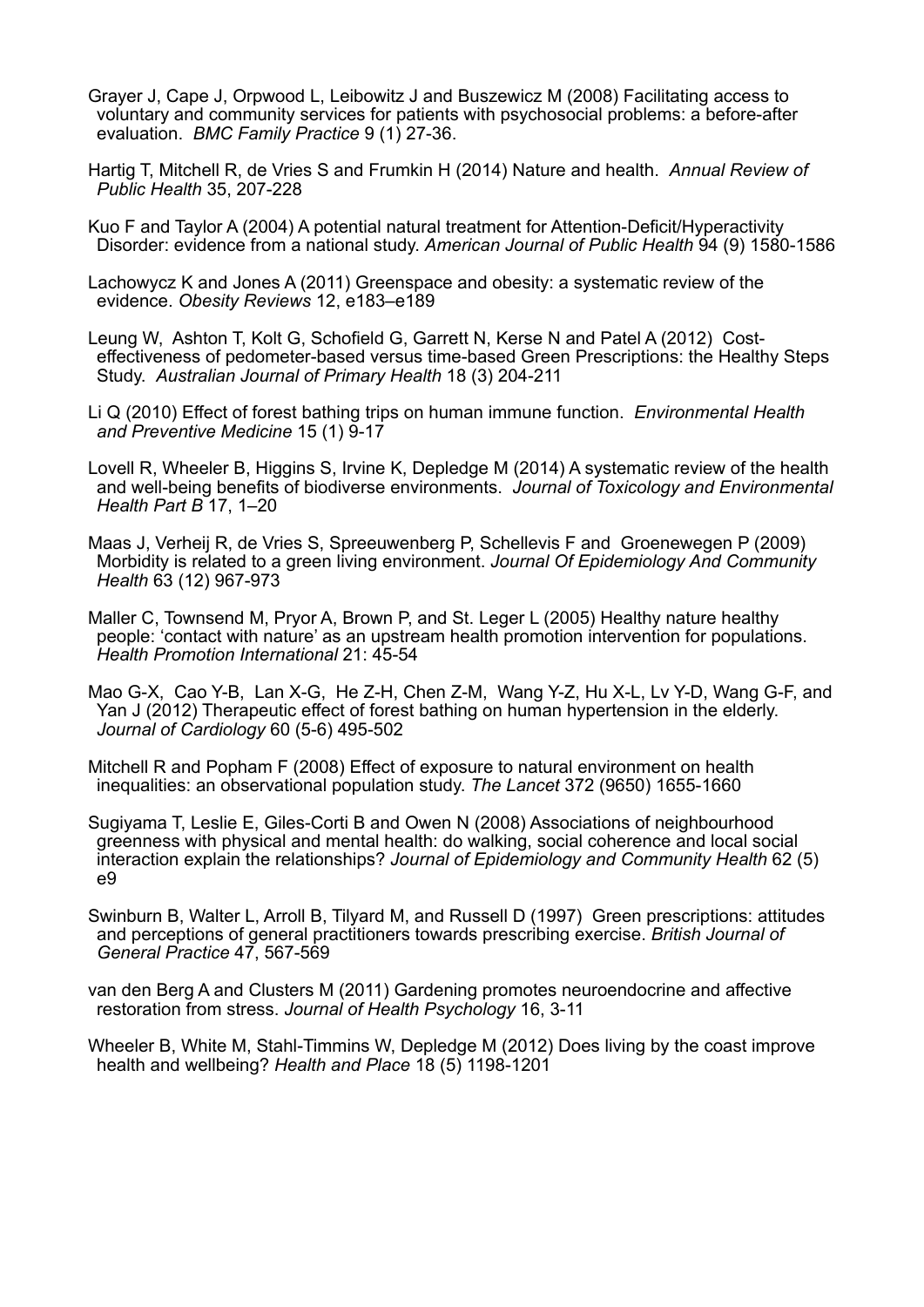Grayer J, Cape J, Orpwood L, Leibowitz J and Buszewicz M (2008) Facilitating access to voluntary and community services for patients with psychosocial problems: a before-after evaluation. *BMC Family Practice* 9 (1) 27-36.

Hartig T, Mitchell R, de Vries S and Frumkin H (2014) Nature and health. *Annual Review of Public Health* 35, 207-228

Kuo F and Taylor A (2004) A potential natural treatment for Attention-Deficit/Hyperactivity Disorder: evidence from a national study. *American Journal of Public Health* 94 (9) 1580-1586

Lachowycz K and Jones A (2011) Greenspace and obesity: a systematic review of the evidence. *Obesity Reviews* 12, e183–e189

Leung W, Ashton T, Kolt G, Schofield G, Garrett N, Kerse N and Patel A (2012) Cost-effectiveness of pedometer-based versus time-based Green Prescriptions: the Healthy Steps Study. *Australian Journal of Primary Health* 18 (3) 204-211

Li Q (2010) Effect of forest bathing trips on human immune function. *Environmental Health and Preventive Medicine* 15 (1) 9-17

Lovell R, Wheeler B, Higgins S, Irvine K, Depledge M (2014) A systematic review of the health and well-being benefits of biodiverse environments. *Journal of Toxicology and Environmental Health Part B* 17, 1–20

Maas J, Verheij R, de Vries S, Spreeuwenberg P, Schellevis F and Groenewegen P (2009) Morbidity is related to a green living environment. *Journal Of Epidemiology And Community Health* 63 (12) 967-973

Maller C, Townsend M, Pryor A, Brown P, and St. Leger L (2005) Healthy nature healthy people: 'contact with nature' as an upstream health promotion intervention for populations. *Health Promotion International* 21: 45-54

Mao G-X, Cao Y-B, Lan X-G, He Z-H, Chen Z-M, Wang Y-Z, Hu X-L, Lv Y-D, Wang G-F, and Yan J (2012) Therapeutic effect of forest bathing on human hypertension in the elderly. *Journal of Cardiology* 60 (5-6) 495-502

Mitchell R and Popham F (2008) Effect of exposure to natural environment on health inequalities: an observational population study. *The Lancet* 372 (9650) 1655-1660

Sugiyama T, Leslie E, Giles-Corti B and Owen N (2008) Associations of neighbourhood greenness with physical and mental health: do walking, social coherence and local social interaction explain the relationships? *Journal of Epidemiology and Community Health* 62 (5) e9

Swinburn B, Walter L, Arroll B, Tilyard M, and Russell D (1997) Green prescriptions: attitudes and perceptions of general practitioners towards prescribing exercise. *British Journal of General Practice* 47, 567-569

van den Berg A and Clusters M (2011) Gardening promotes neuroendocrine and affective restoration from stress. *Journal of Health Psychology* 16, 3-11

Wheeler B, White M, Stahl-Timmins W, Depledge M (2012) Does living by the coast improve health and wellbeing? *Health and Place* 18 (5) 1198-1201